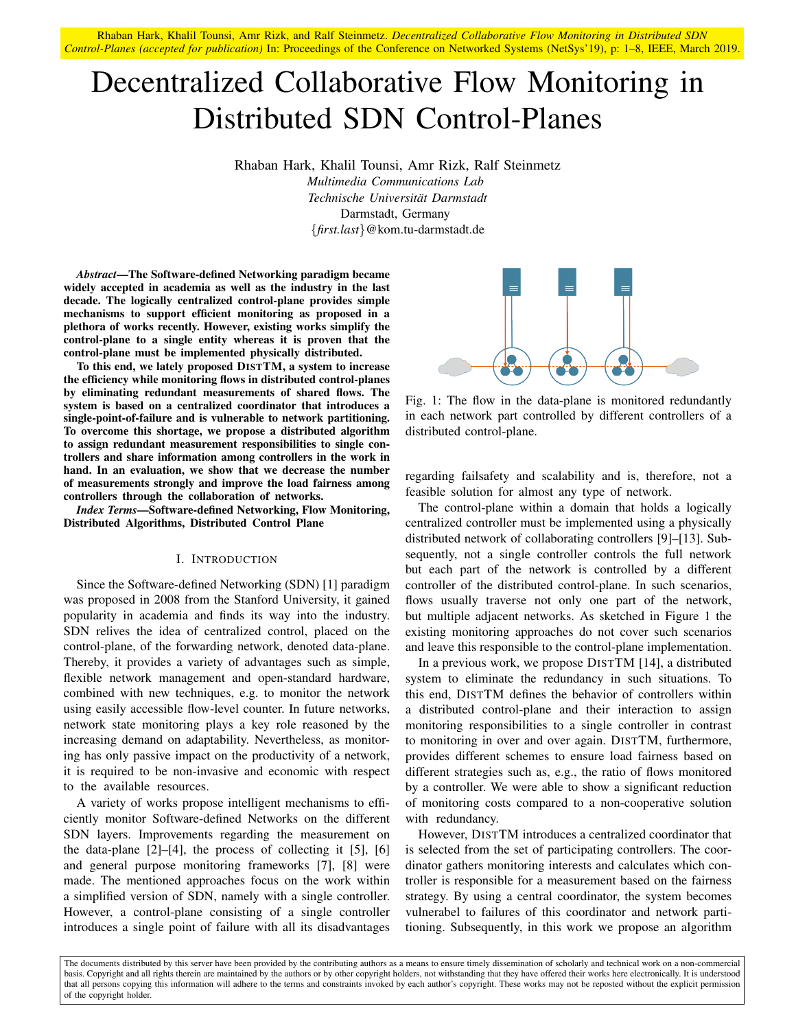Rhaban Hark, Khalil Tounsi, Amr Rizk, and Ralf Steinmetz. *Decentralized Collaborative Flow Monitoring in Distributed SDN Control-Planes (accepted for publication)* In: Proceedings of the Conference on Networked Systems (NetSys'19), p: 1–8, IEEE, March 2019.

# Decentralized Collaborative Flow Monitoring in Distributed SDN Control-Planes

Rhaban Hark, Khalil Tounsi, Amr Rizk, Ralf Steinmetz
*Multimedia Communications Lab*
*Technische Universität Darmstadt*
Darmstadt, Germany
{*first.last*}@kom.tu-darmstadt.de

***Abstract*—The Software-defined Networking paradigm became widely accepted in academia as well as the industry in the last decade. The logically centralized control-plane provides simple mechanisms to support efficient monitoring as proposed in a plethora of works recently. However, existing works simplify the control-plane to a single entity whereas it is proven that the control-plane must be implemented physically distributed.**

**To this end, we lately proposed DISTTM, a system to increase the efficiency while monitoring flows in distributed control-planes by eliminating redundant measurements of shared flows. The system is based on a centralized coordinator that introduces a single-point-of-failure and is vulnerable to network partitioning. To overcome this shortage, we propose a distributed algorithm to assign redundant measurement responsibilities to single controllers and share information among controllers in the work in hand. In an evaluation, we show that we decrease the number of measurements strongly and improve the load fairness among controllers through the collaboration of networks.**

***Index Terms*—Software-defined Networking, Flow Monitoring, Distributed Algorithms, Distributed Control Plane**

## I. Introduction

Since the Software-defined Networking (SDN) [1] paradigm was proposed in 2008 from the Stanford University, it gained popularity in academia and finds its way into the industry. SDN relives the idea of centralized control, placed on the control-plane, of the forwarding network, denoted data-plane. Thereby, it provides a variety of advantages such as simple, flexible network management and open-standard hardware, combined with new techniques, e.g. to monitor the network using easily accessible flow-level counter. In future networks, network state monitoring plays a key role reasoned by the increasing demand on adaptability. Nevertheless, as monitoring has only passive impact on the productivity of a network, it is required to be non-invasive and economic with respect to the available resources.

A variety of works propose intelligent mechanisms to efficiently monitor Software-defined Networks on the different SDN layers. Improvements regarding the measurement on the data-plane [2]–[4], the process of collecting it [5], [6] and general purpose monitoring frameworks [7], [8] were made. The mentioned approaches focus on the work within a simplified version of SDN, namely with a single controller. However, a control-plane consisting of a single controller introduces a single point of failure with all its disadvantages regarding failsafety and scalability and is, therefore, not a feasible solution for almost any type of network.

Fig. 1: The flow in the data-plane is monitored redundantly in each network part controlled by different controllers of a distributed control-plane.

The control-plane within a domain that holds a logically centralized controller must be implemented using a physically distributed network of collaborating controllers [9]–[13]. Subsequently, not a single controller controls the full network but each part of the network is controlled by a different controller of the distributed control-plane. In such scenarios, flows usually traverse not only one part of the network, but multiple adjacent networks. As sketched in Figure 1 the existing monitoring approaches do not cover such scenarios and leave this responsible to the control-plane implementation.

In a previous work, we propose DISTTM [14], a distributed system to eliminate the redundancy in such situations. To this end, DISTTM defines the behavior of controllers within a distributed control-plane and their interaction to assign monitoring responsibilities to a single controller in contrast to monitoring in over and over again. DISTTM, furthermore, provides different schemes to ensure load fairness based on different strategies such as, e.g., the ratio of flows monitored by a controller. We were able to show a significant reduction of monitoring costs compared to a non-cooperative solution with redundancy.

However, DISTTM introduces a centralized coordinator that is selected from the set of participating controllers. The coordinator gathers monitoring interests and calculates which controller is responsible for a measurement based on the fairness strategy. By using a central coordinator, the system becomes vulnerabel to failures of this coordinator and network partitioning. Subsequently, in this work we propose an algorithm

The documents distributed by this server have been provided by the contributing authors as a means to ensure timely dissemination of scholarly and technical work on a non-commercial basis. Copyright and all rights therein are maintained by the authors or by other copyright holders, not withstanding that they have offered their works here electronically. It is understood that all persons copying this information will adhere to the terms and constraints invoked by each author's copyright. These works may not be reposted without the explicit permission of the copyright holder.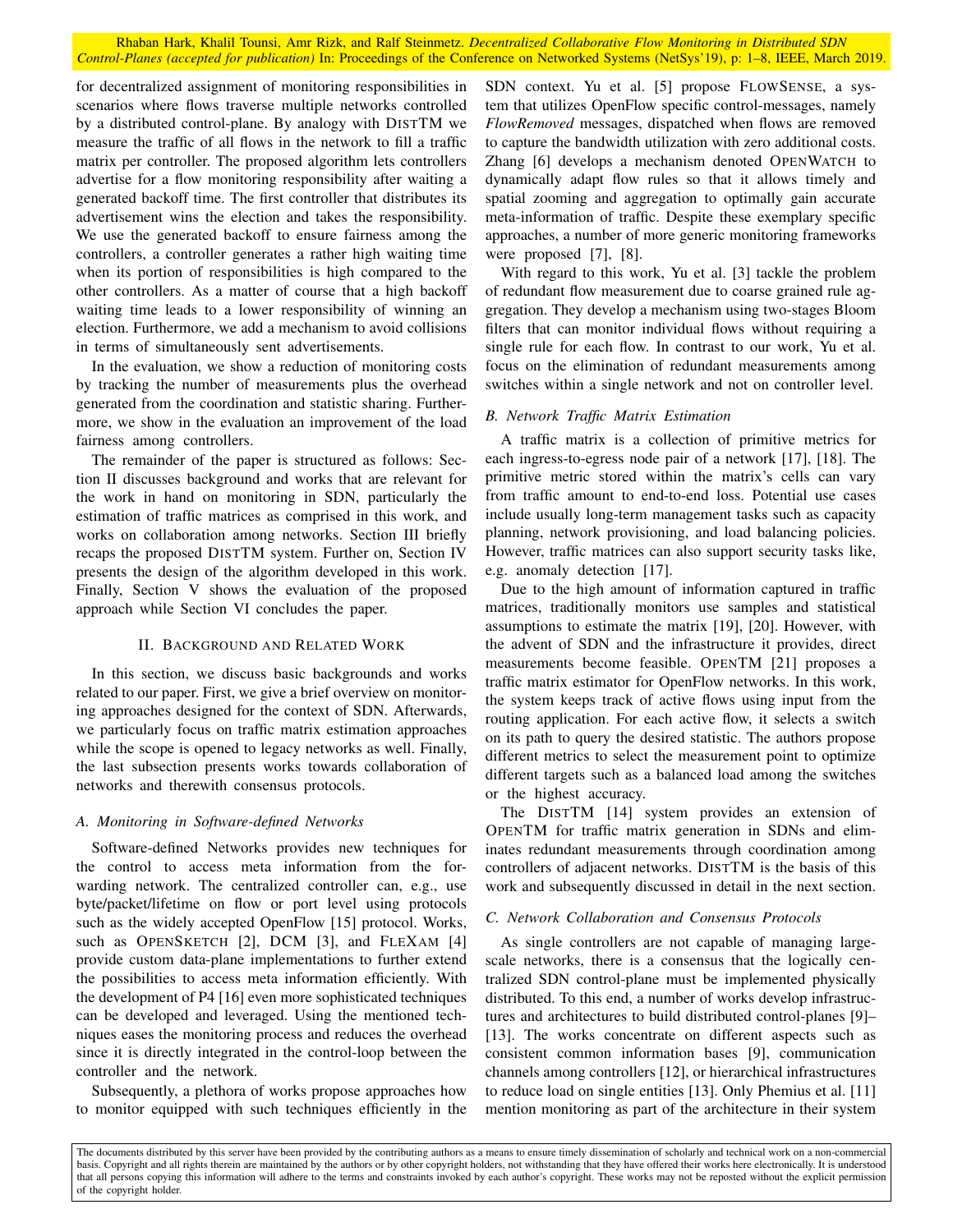for decentralized assignment of monitoring responsibilities in scenarios where flows traverse multiple networks controlled by a distributed control-plane. By analogy with DISTTM we measure the traffic of all flows in the network to fill a traffic matrix per controller. The proposed algorithm lets controllers advertise for a flow monitoring responsibility after waiting a generated backoff time. The first controller that distributes its advertisement wins the election and takes the responsibility. We use the generated backoff to ensure fairness among the controllers, a controller generates a rather high waiting time when its portion of responsibilities is high compared to the other controllers. As a matter of course that a high backoff waiting time leads to a lower responsibility of winning an election. Furthermore, we add a mechanism to avoid collisions in terms of simultaneously sent advertisements.

In the evaluation, we show a reduction of monitoring costs by tracking the number of measurements plus the overhead generated from the coordination and statistic sharing. Furthermore, we show in the evaluation an improvement of the load fairness among controllers.

The remainder of the paper is structured as follows: Section II discusses background and works that are relevant for the work in hand on monitoring in SDN, particularly the estimation of traffic matrices as comprised in this work, and works on collaboration among networks. Section III briefly recaps the proposed DISTTM system. Further on, Section IV presents the design of the algorithm developed in this work. Finally, Section V shows the evaluation of the proposed approach while Section VI concludes the paper.

## II. BACKGROUND AND RELATED WORK

In this section, we discuss basic backgrounds and works related to our paper. First, we give a brief overview on monitoring approaches designed for the context of SDN. Afterwards, we particularly focus on traffic matrix estimation approaches while the scope is opened to legacy networks as well. Finally, the last subsection presents works towards collaboration of networks and therewith consensus protocols.

### A. Monitoring in Software-defined Networks

Software-defined Networks provides new techniques for the control to access meta information from the forwarding network. The centralized controller can, e.g., use byte/packet/lifetime on flow or port level using protocols such as the widely accepted OpenFlow [15] protocol. Works, such as OPENSKETCH [2], DCM [3], and FLEXAM [4] provide custom data-plane implementations to further extend the possibilities to access meta information efficiently. With the development of P4 [16] even more sophisticated techniques can be developed and leveraged. Using the mentioned techniques eases the monitoring process and reduces the overhead since it is directly integrated in the control-loop between the controller and the network.

Subsequently, a plethora of works propose approaches how to monitor equipped with such techniques efficiently in the SDN context. Yu et al. [5] propose FLOWSENSE, a system that utilizes OpenFlow specific control-messages, namely *FlowRemoved* messages, dispatched when flows are removed to capture the bandwidth utilization with zero additional costs. Zhang [6] develops a mechanism denoted OPENWATCH to dynamically adapt flow rules so that it allows timely and spatial zooming and aggregation to optimally gain accurate meta-information of traffic. Despite these exemplary specific approaches, a number of more generic monitoring frameworks were proposed [7], [8].

With regard to this work, Yu et al. [3] tackle the problem of redundant flow measurement due to coarse grained rule aggregation. They develop a mechanism using two-stages Bloom filters that can monitor individual flows without requiring a single rule for each flow. In contrast to our work, Yu et al. focus on the elimination of redundant measurements among switches within a single network and not on controller level.

### B. Network Traffic Matrix Estimation

A traffic matrix is a collection of primitive metrics for each ingress-to-egress node pair of a network [17], [18]. The primitive metric stored within the matrix's cells can vary from traffic amount to end-to-end loss. Potential use cases include usually long-term management tasks such as capacity planning, network provisioning, and load balancing policies. However, traffic matrices can also support security tasks like, e.g. anomaly detection [17].

Due to the high amount of information captured in traffic matrices, traditionally monitors use samples and statistical assumptions to estimate the matrix [19], [20]. However, with the advent of SDN and the infrastructure it provides, direct measurements become feasible. OPENTM [21] proposes a traffic matrix estimator for OpenFlow networks. In this work, the system keeps track of active flows using input from the routing application. For each active flow, it selects a switch on its path to query the desired statistic. The authors propose different metrics to select the measurement point to optimize different targets such as a balanced load among the switches or the highest accuracy.

The DISTTM [14] system provides an extension of OPENTM for traffic matrix generation in SDNs and eliminates redundant measurements through coordination among controllers of adjacent networks. DISTTM is the basis of this work and subsequently discussed in detail in the next section.

### C. Network Collaboration and Consensus Protocols

As single controllers are not capable of managing large-scale networks, there is a consensus that the logically centralized SDN control-plane must be implemented physically distributed. To this end, a number of works develop infrastructures and architectures to build distributed control-planes [9]–[13]. The works concentrate on different aspects such as consistent common information bases [9], communication channels among controllers [12], or hierarchical infrastructures to reduce load on single entities [13]. Only Phemius et al. [11] mention monitoring as part of the architecture in their system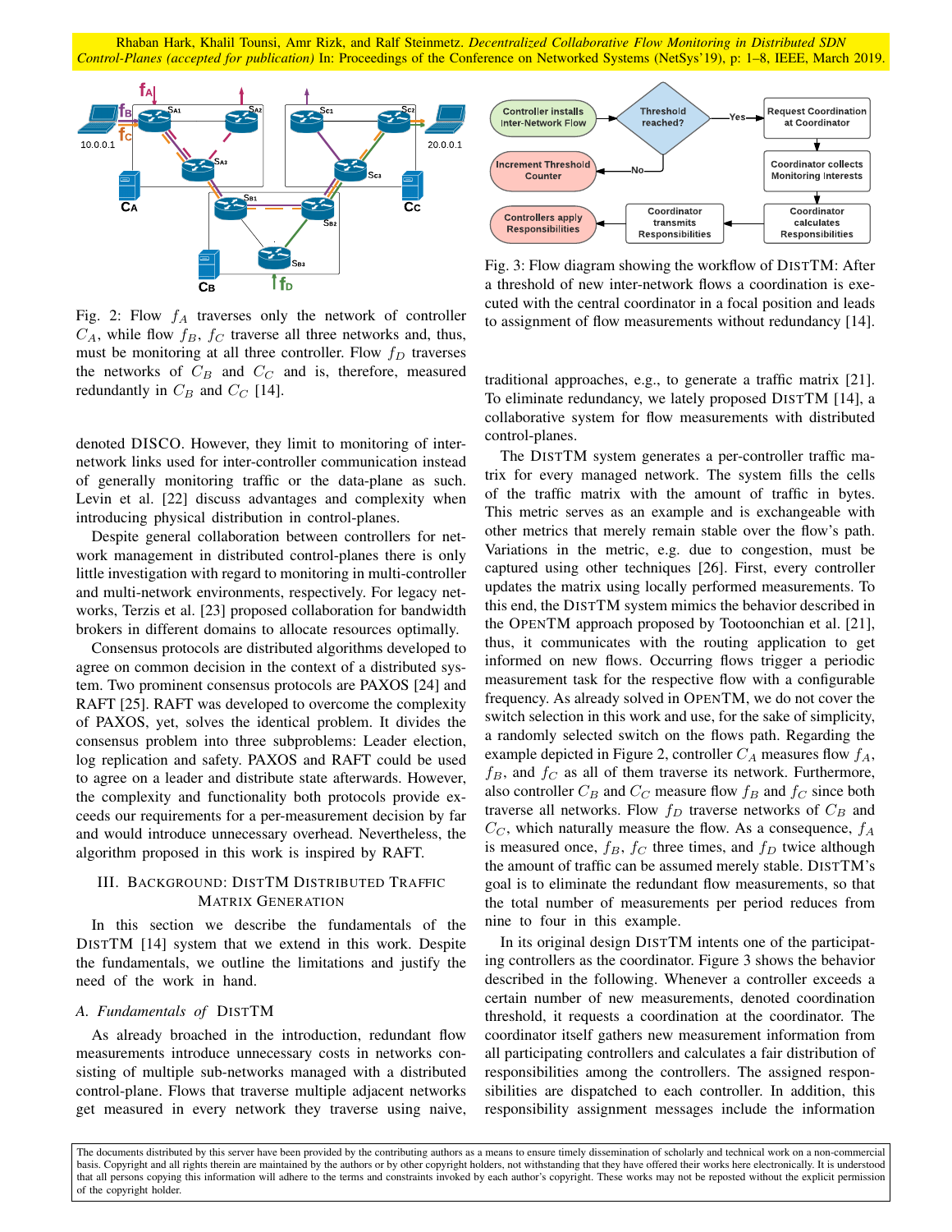Fig. 2: Flow $f_A$ traverses only the network of controller $C_A$, while flow $f_B$, $f_C$ traverse all three networks and, thus, must be monitoring at all three controller. Flow $f_D$ traverses the networks of $C_B$ and $C_C$ and is, therefore, measured redundantly in $C_B$ and $C_C$ [14].

Fig. 3: Flow diagram showing the workflow of DISTTM: After a threshold of new inter-network flows a coordination is executed with the central coordinator in a focal position and leads to assignment of flow measurements without redundancy [14].

denoted DISCO. However, they limit to monitoring of inter-network links used for inter-controller communication instead of generally monitoring traffic or the data-plane as such. Levin et al. [22] discuss advantages and complexity when introducing physical distribution in control-planes.

Despite general collaboration between controllers for network management in distributed control-planes there is only little investigation with regard to monitoring in multi-controller and multi-network environments, respectively. For legacy networks, Terzis et al. [23] proposed collaboration for bandwidth brokers in different domains to allocate resources optimally.

Consensus protocols are distributed algorithms developed to agree on common decision in the context of a distributed system. Two prominent consensus protocols are PAXOS [24] and RAFT [25]. RAFT was developed to overcome the complexity of PAXOS, yet, solves the identical problem. It divides the consensus problem into three subproblems: Leader election, log replication and safety. PAXOS and RAFT could be used to agree on a leader and distribute state afterwards. However, the complexity and functionality both protocols provide exceeds our requirements for a per-measurement decision by far and would introduce unnecessary overhead. Nevertheless, the algorithm proposed in this work is inspired by RAFT.

## III. Background: DistTM Distributed Traffic Matrix Generation

In this section we describe the fundamentals of the DISTTM [14] system that we extend in this work. Despite the fundamentals, we outline the limitations and justify the need of the work in hand.

### A. *Fundamentals of* DistTM

As already broached in the introduction, redundant flow measurements introduce unnecessary costs in networks consisting of multiple sub-networks managed with a distributed control-plane. Flows that traverse multiple adjacent networks get measured in every network they traverse using naive, traditional approaches, e.g., to generate a traffic matrix [21]. To eliminate redundancy, we lately proposed DISTTM [14], a collaborative system for flow measurements with distributed control-planes.

The DISTTM system generates a per-controller traffic matrix for every managed network. The system fills the cells of the traffic matrix with the amount of traffic in bytes. This metric serves as an example and is exchangeable with other metrics that merely remain stable over the flow's path. Variations in the metric, e.g. due to congestion, must be captured using other techniques [26]. First, every controller updates the matrix using locally performed measurements. To this end, the DISTTM system mimics the behavior described in the OPENTM approach proposed by Tootoonchian et al. [21], thus, it communicates with the routing application to get informed on new flows. Occurring flows trigger a periodic measurement task for the respective flow with a configurable frequency. As already solved in OPENTM, we do not cover the switch selection in this work and use, for the sake of simplicity, a randomly selected switch on the flows path. Regarding the example depicted in Figure 2, controller $C_A$ measures flow $f_A$, $f_B$, and $f_C$ as all of them traverse its network. Furthermore, also controller $C_B$ and $C_C$ measure flow $f_B$ and $f_C$ since both traverse all networks. Flow $f_D$ traverse networks of $C_B$ and $C_C$, which naturally measure the flow. As a consequence, $f_A$ is measured once, $f_B$, $f_C$ three times, and $f_D$ twice although the amount of traffic can be assumed merely stable. DISTTM's goal is to eliminate the redundant flow measurements, so that the total number of measurements per period reduces from nine to four in this example.

In its original design DISTTM intents one of the participating controllers as the coordinator. Figure 3 shows the behavior described in the following. Whenever a controller exceeds a certain number of new measurements, denoted coordination threshold, it requests a coordination at the coordinator. The coordinator itself gathers new measurement information from all participating controllers and calculates a fair distribution of responsibilities among the controllers. The assigned responsibilities are dispatched to each controller. In addition, this responsibility assignment messages include the information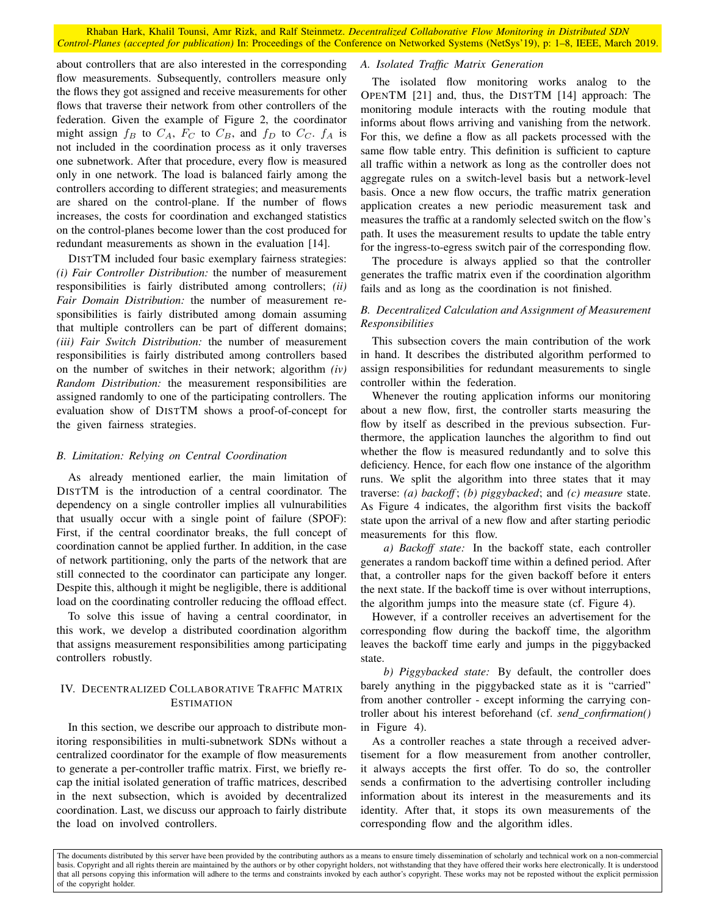about controllers that are also interested in the corresponding flow measurements. Subsequently, controllers measure only the flows they got assigned and receive measurements for other flows that traverse their network from other controllers of the federation. Given the example of Figure 2, the coordinator might assign $f_B$ to $C_A$, $F_C$ to $C_B$, and $f_D$ to $C_C$. $f_A$ is not included in the coordination process as it only traverses one subnetwork. After that procedure, every flow is measured only in one network. The load is balanced fairly among the controllers according to different strategies; and measurements are shared on the control-plane. If the number of flows increases, the costs for coordination and exchanged statistics on the control-planes become lower than the cost produced for redundant measurements as shown in the evaluation [14].

DistTM included four basic exemplary fairness strategies: *(i) Fair Controller Distribution:* the number of measurement responsibilities is fairly distributed among controllers; *(ii) Fair Domain Distribution:* the number of measurement responsibilities is fairly distributed among domain assuming that multiple controllers can be part of different domains; *(iii) Fair Switch Distribution:* the number of measurement responsibilities is fairly distributed among controllers based on the number of switches in their network; algorithm *(iv) Random Distribution:* the measurement responsibilities are assigned randomly to one of the participating controllers. The evaluation show of DistTM shows a proof-of-concept for the given fairness strategies.

### B. Limitation: Relying on Central Coordination

As already mentioned earlier, the main limitation of DistTM is the introduction of a central coordinator. The dependency on a single controller implies all vulnerabilities that usually occur with a single point of failure (SPOF): First, if the central coordinator breaks, the full concept of coordination cannot be applied further. In addition, in the case of network partitioning, only the parts of the network that are still connected to the coordinator can participate any longer. Despite this, although it might be negligible, there is additional load on the coordinating controller reducing the offload effect.

To solve this issue of having a central coordinator, in this work, we develop a distributed coordination algorithm that assigns measurement responsibilities among participating controllers robustly.

## IV. Decentralized Collaborative Traffic Matrix Estimation

In this section, we describe our approach to distribute monitoring responsibilities in multi-subnetwork SDNs without a centralized coordinator for the example of flow measurements to generate a per-controller traffic matrix. First, we briefly recap the initial isolated generation of traffic matrices, described in the next subsection, which is avoided by decentralized coordination. Last, we discuss our approach to fairly distribute the load on involved controllers.

### A. Isolated Traffic Matrix Generation

The isolated flow monitoring works analog to the OpenTM [21] and, thus, the DistTM [14] approach: The monitoring module interacts with the routing module that informs about flows arriving and vanishing from the network. For this, we define a flow as all packets processed with the same flow table entry. This definition is sufficient to capture all traffic within a network as long as the controller does not aggregate rules on a switch-level basis but a network-level basis. Once a new flow occurs, the traffic matrix generation application creates a new periodic measurement task and measures the traffic at a randomly selected switch on the flow's path. It uses the measurement results to update the table entry for the ingress-to-egress switch pair of the corresponding flow.

The procedure is always applied so that the controller generates the traffic matrix even if the coordination algorithm fails and as long as the coordination is not finished.

### B. Decentralized Calculation and Assignment of Measurement Responsibilities

This subsection covers the main contribution of the work in hand. It describes the distributed algorithm performed to assign responsibilities for redundant measurements to single controller within the federation.

Whenever the routing application informs our monitoring about a new flow, first, the controller starts measuring the flow by itself as described in the previous subsection. Furthermore, the application launches the algorithm to find out whether the flow is measured redundantly and to solve this deficiency. Hence, for each flow one instance of the algorithm runs. We split the algorithm into three states that it may traverse: *(a) backoff*; *(b) piggybacked*; and *(c) measure* state. As Figure 4 indicates, the algorithm first visits the backoff state upon the arrival of a new flow and after starting periodic measurements for this flow.

*a) Backoff state:* In the backoff state, each controller generates a random backoff time within a defined period. After that, a controller naps for the given backoff before it enters the next state. If the backoff time is over without interruptions, the algorithm jumps into the measure state (cf. Figure 4).

However, if a controller receives an advertisement for the corresponding flow during the backoff time, the algorithm leaves the backoff time early and jumps in the piggybacked state.

*b) Piggybacked state:* By default, the controller does barely anything in the piggybacked state as it is "carried" from another controller - except informing the carrying controller about his interest beforehand (cf. *send_confirmation()* in Figure 4).

As a controller reaches a state through a received advertisement for a flow measurement from another controller, it always accepts the first offer. To do so, the controller sends a confirmation to the advertising controller including information about its interest in the measurements and its identity. After that, it stops its own measurements of the corresponding flow and the algorithm idles.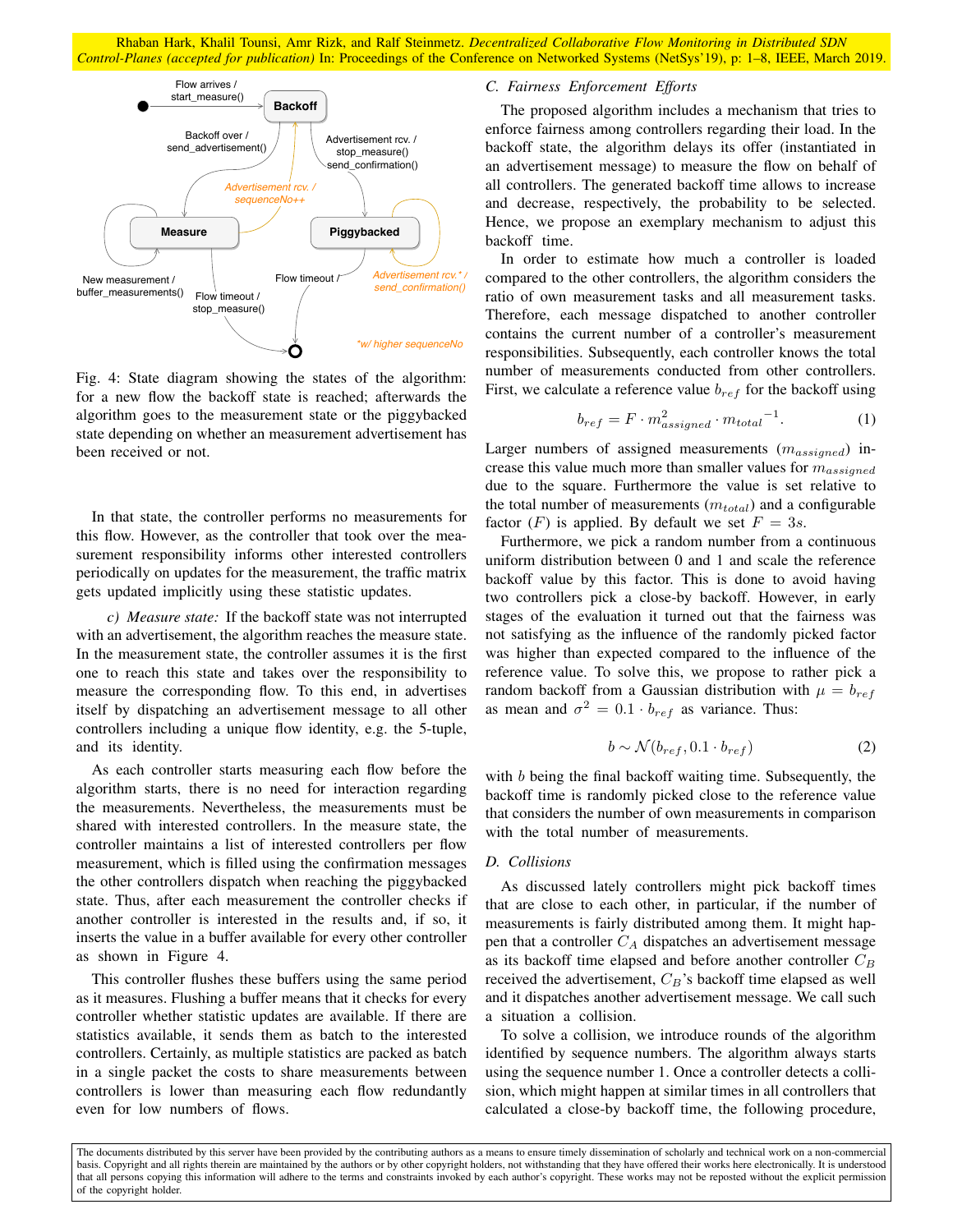Flow arrives / start_measure()

Backoff

Backoff over / send_advertisement()

Advertisement rcv. / stop_measure() send_confirmation()

Advertisement rcv. / sequenceNo++

Measure

Piggybacked

New measurement / buffer_measurements()

Flow timeout / stop_measure()

Flow timeout /

Advertisement rcv.* / send_confirmation()

*w/ higher sequenceNo

Fig. 4: State diagram showing the states of the algorithm: for a new flow the backoff state is reached; afterwards the algorithm goes to the measurement state or the piggybacked state depending on whether an measurement advertisement has been received or not.

In that state, the controller performs no measurements for this flow. However, as the controller that took over the measurement responsibility informs other interested controllers periodically on updates for the measurement, the traffic matrix gets updated implicitly using these statistic updates.

*c) Measure state:* If the backoff state was not interrupted with an advertisement, the algorithm reaches the measure state. In the measurement state, the controller assumes it is the first one to reach this state and takes over the responsibility to measure the corresponding flow. To this end, in advertises itself by dispatching an advertisement message to all other controllers including a unique flow identity, e.g. the 5-tuple, and its identity.

As each controller starts measuring each flow before the algorithm starts, there is no need for interaction regarding the measurements. Nevertheless, the measurements must be shared with interested controllers. In the measure state, the controller maintains a list of interested controllers per flow measurement, which is filled using the confirmation messages the other controllers dispatch when reaching the piggybacked state. Thus, after each measurement the controller checks if another controller is interested in the results and, if so, it inserts the value in a buffer available for every other controller as shown in Figure 4.

This controller flushes these buffers using the same period as it measures. Flushing a buffer means that it checks for every controller whether statistic updates are available. If there are statistics available, it sends them as batch to the interested controllers. Certainly, as multiple statistics are packed as batch in a single packet the costs to share measurements between controllers is lower than measuring each flow redundantly even for low numbers of flows.

### C. Fairness Enforcement Efforts

The proposed algorithm includes a mechanism that tries to enforce fairness among controllers regarding their load. In the backoff state, the algorithm delays its offer (instantiated in an advertisement message) to measure the flow on behalf of all controllers. The generated backoff time allows to increase and decrease, respectively, the probability to be selected. Hence, we propose an exemplary mechanism to adjust this backoff time.

In order to estimate how much a controller is loaded compared to the other controllers, the algorithm considers the ratio of own measurement tasks and all measurement tasks. Therefore, each message dispatched to another controller contains the current number of a controller's measurement responsibilities. Subsequently, each controller knows the total number of measurements conducted from other controllers. First, we calculate a reference value $b_{ref}$ for the backoff using

$$b_{ref} = F \cdot m_{assigned}^2 \cdot {m_{total}}^{-1}. \tag{1}$$

Larger numbers of assigned measurements ($m_{assigned}$) increase this value much more than smaller values for $m_{assigned}$ due to the square. Furthermore the value is set relative to the total number of measurements ($m_{total}$) and a configurable factor ($F$) is applied. By default we set $F = 3s$.

Furthermore, we pick a random number from a continuous uniform distribution between 0 and 1 and scale the reference backoff value by this factor. This is done to avoid having two controllers pick a close-by backoff. However, in early stages of the evaluation it turned out that the fairness was not satisfying as the influence of the randomly picked factor was higher than expected compared to the influence of the reference value. To solve this, we propose to rather pick a random backoff from a Gaussian distribution with $\mu = b_{ref}$ as mean and $\sigma^2 = 0.1 \cdot b_{ref}$ as variance. Thus:

$$b \sim \mathcal{N}(b_{ref}, 0.1 \cdot b_{ref}) \tag{2}$$

with $b$ being the final backoff waiting time. Subsequently, the backoff time is randomly picked close to the reference value that considers the number of own measurements in comparison with the total number of measurements.

### D. Collisions

As discussed lately controllers might pick backoff times that are close to each other, in particular, if the number of measurements is fairly distributed among them. It might happen that a controller $C_A$ dispatches an advertisement message as its backoff time elapsed and before another controller $C_B$ received the advertisement, $C_B$'s backoff time elapsed as well and it dispatches another advertisement message. We call such a situation a collision.

To solve a collision, we introduce rounds of the algorithm identified by sequence numbers. The algorithm always starts using the sequence number 1. Once a controller detects a collision, which might happen at similar times in all controllers that calculated a close-by backoff time, the following procedure,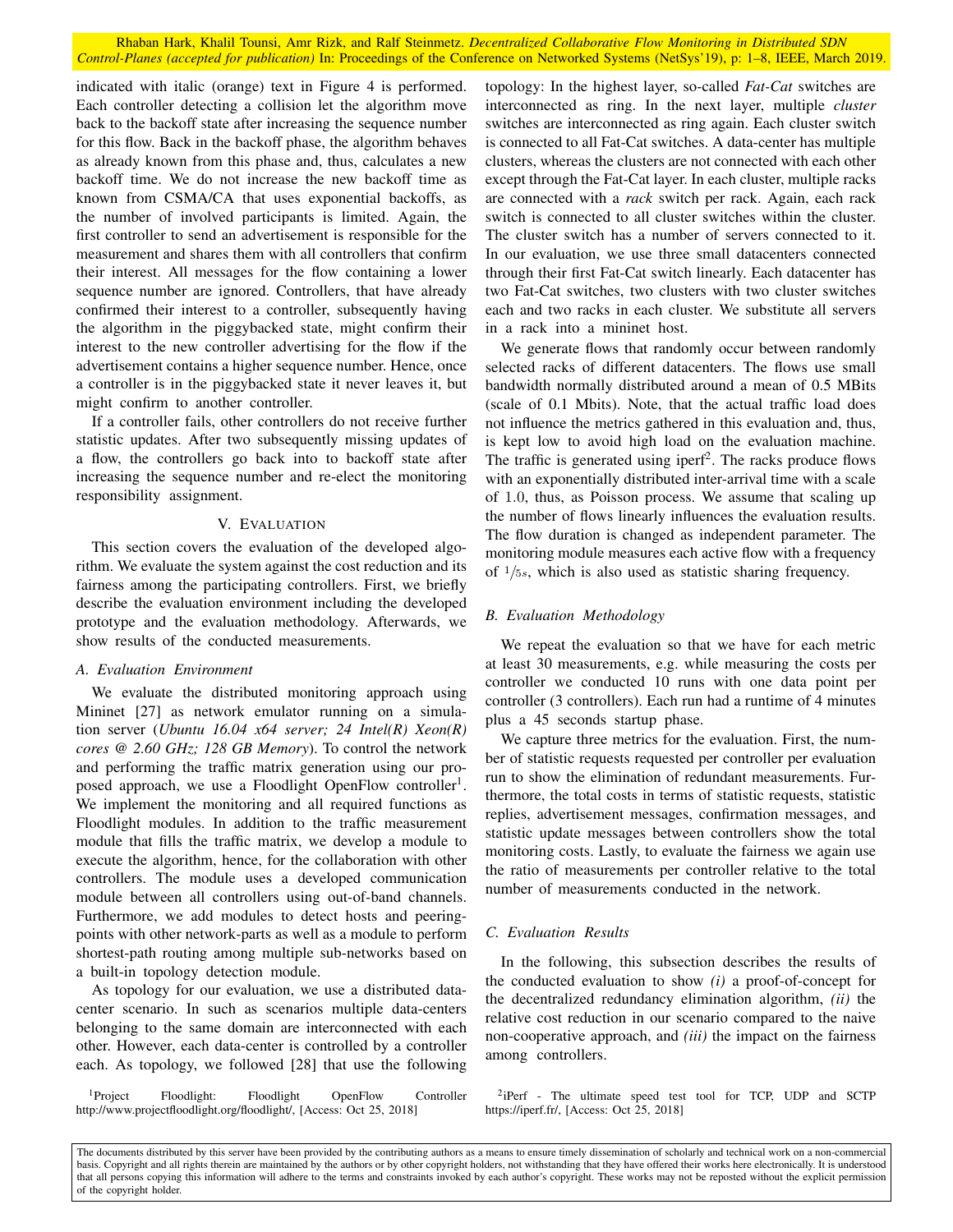indicated with italic (orange) text in Figure 4 is performed. Each controller detecting a collision let the algorithm move back to the backoff state after increasing the sequence number for this flow. Back in the backoff phase, the algorithm behaves as already known from this phase and, thus, calculates a new backoff time. We do not increase the new backoff time as known from CSMA/CA that uses exponential backoffs, as the number of involved participants is limited. Again, the first controller to send an advertisement is responsible for the measurement and shares them with all controllers that confirm their interest. All messages for the flow containing a lower sequence number are ignored. Controllers, that have already confirmed their interest to a controller, subsequently having the algorithm in the piggybacked state, might confirm their interest to the new controller advertising for the flow if the advertisement contains a higher sequence number. Hence, once a controller is in the piggybacked state it never leaves it, but might confirm to another controller.

If a controller fails, other controllers do not receive further statistic updates. After two subsequently missing updates of a flow, the controllers go back into to backoff state after increasing the sequence number and re-elect the monitoring responsibility assignment.

## V. Evaluation

This section covers the evaluation of the developed algorithm. We evaluate the system against the cost reduction and its fairness among the participating controllers. First, we briefly describe the evaluation environment including the developed prototype and the evaluation methodology. Afterwards, we show results of the conducted measurements.

### A. Evaluation Environment

We evaluate the distributed monitoring approach using Mininet [27] as network emulator running on a simulation server (*Ubuntu 16.04 x64 server; 24 Intel(R) Xeon(R) cores @ 2.60 GHz; 128 GB Memory*). To control the network and performing the traffic matrix generation using our proposed approach, we use a Floodlight OpenFlow controller[1]. We implement the monitoring and all required functions as Floodlight modules. In addition to the traffic measurement module that fills the traffic matrix, we develop a module to execute the algorithm, hence, for the collaboration with other controllers. The module uses a developed communication module between all controllers using out-of-band channels. Furthermore, we add modules to detect hosts and peering-points with other network-parts as well as a module to perform shortest-path routing among multiple sub-networks based on a built-in topology detection module.

As topology for our evaluation, we use a distributed data-center scenario. In such as scenarios multiple data-centers belonging to the same domain are interconnected with each other. However, each data-center is controlled by a controller each. As topology, we followed [28] that use the following topology: In the highest layer, so-called *Fat-Cat* switches are interconnected as ring. In the next layer, multiple *cluster* switches are interconnected as ring again. Each cluster switch is connected to all Fat-Cat switches. A data-center has multiple clusters, whereas the clusters are not connected with each other except through the Fat-Cat layer. In each cluster, multiple racks are connected with a *rack* switch per rack. Again, each rack switch is connected to all cluster switches within the cluster. The cluster switch has a number of servers connected to it. In our evaluation, we use three small datacenters connected through their first Fat-Cat switch linearly. Each datacenter has two Fat-Cat switches, two clusters with two cluster switches each and two racks in each cluster. We substitute all servers in a rack into a mininet host.

We generate flows that randomly occur between randomly selected racks of different datacenters. The flows use small bandwidth normally distributed around a mean of 0.5 MBits (scale of 0.1 Mbits). Note, that the actual traffic load does not influence the metrics gathered in this evaluation and, thus, is kept low to avoid high load on the evaluation machine. The traffic is generated using iperf[2]. The racks produce flows with an exponentially distributed inter-arrival time with a scale of 1.0, thus, as Poisson process. We assume that scaling up the number of flows linearly influences the evaluation results. The flow duration is changed as independent parameter. The monitoring module measures each active flow with a frequency of $1/5s$, which is also used as statistic sharing frequency.

### B. Evaluation Methodology

We repeat the evaluation so that we have for each metric at least 30 measurements, e.g. while measuring the costs per controller we conducted 10 runs with one data point per controller (3 controllers). Each run had a runtime of 4 minutes plus a 45 seconds startup phase.

We capture three metrics for the evaluation. First, the number of statistic requests requested per controller per evaluation run to show the elimination of redundant measurements. Furthermore, the total costs in terms of statistic requests, statistic replies, advertisement messages, confirmation messages, and statistic update messages between controllers show the total monitoring costs. Lastly, to evaluate the fairness we again use the ratio of measurements per controller relative to the total number of measurements conducted in the network.

### C. Evaluation Results

In the following, this subsection describes the results of the conducted evaluation to show *(i)* a proof-of-concept for the decentralized redundancy elimination algorithm, *(ii)* the relative cost reduction in our scenario compared to the naive non-cooperative approach, and *(iii)* the impact on the fairness among controllers.

[1]Project Floodlight: Floodlight OpenFlow Controller http://www.projectfloodlight.org/floodlight/, [Access: Oct 25, 2018]

[2]iPerf - The ultimate speed test tool for TCP, UDP and SCTP https://iperf.fr/, [Access: Oct 25, 2018]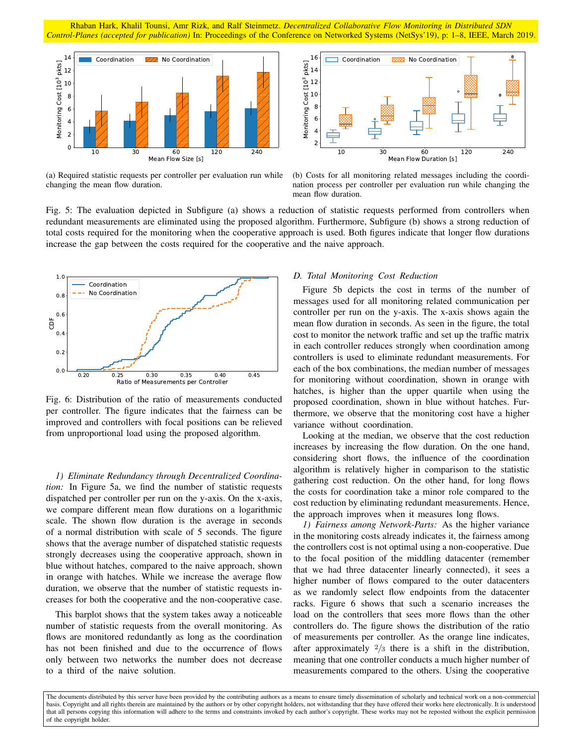Rhaban Hark, Khalil Tounsi, Amr Rizk, and Ralf Steinmetz. *Decentralized Collaborative Flow Monitoring in Distributed SDN Control-Planes (accepted for publication)* In: Proceedings of the Conference on Networked Systems (NetSys'19), p: 1–8, IEEE, March 2019.

Coordination
No Coordination
Monitoring Cost [$10^3$ pkts]
0
2
4
6
8
10
12
14
10
30
60
120
240
Mean Flow Size [s]

(a) Required statistic requests per controller per evaluation run while changing the mean flow duration.

Coordination
No Coordination
Monitoring Cost [$10^3$ pkts]
2
4
6
8
10
12
14
16
10
30
60
120
240
Mean Flow Duration [s]

(b) Costs for all monitoring related messages including the coordination process per controller per evaluation run while changing the mean flow duration.

Fig. 5: The evaluation depicted in Subfigure (a) shows a reduction of statistic requests performed from controllers when redundant measurements are eliminated using the proposed algorithm. Furthermore, Subfigure (b) shows a strong reduction of total costs required for the monitoring when the cooperative approach is used. Both figures indicate that longer flow durations increase the gap between the costs required for the cooperative and the naive approach.

Coordination
No Coordination
CDF
0.0
0.2
0.4
0.6
0.8
1.0
0.20
0.25
0.30
0.35
0.40
0.45
Ratio of Measurements per Controller

Fig. 6: Distribution of the ratio of measurements conducted per controller. The figure indicates that the fairness can be improved and controllers with focal positions can be relieved from unproportional load using the proposed algorithm.

*1) Eliminate Redundancy through Decentralized Coordination:* In Figure 5a, we find the number of statistic requests dispatched per controller per run on the y-axis. On the x-axis, we compare different mean flow durations on a logarithmic scale. The shown flow duration is the average in seconds of a normal distribution with scale of 5 seconds. The figure shows that the average number of dispatched statistic requests strongly decreases using the cooperative approach, shown in blue without hatches, compared to the naive approach, shown in orange with hatches. While we increase the average flow duration, we observe that the number of statistic requests increases for both the cooperative and the non-cooperative case.

This barplot shows that the system takes away a noticeable number of statistic requests from the overall monitoring. As flows are monitored redundantly as long as the coordination has not been finished and due to the occurrence of flows only between two networks the number does not decrease to a third of the naive solution.

### D. Total Monitoring Cost Reduction

Figure 5b depicts the cost in terms of the number of messages used for all monitoring related communication per controller per run on the y-axis. The x-axis shows again the mean flow duration in seconds. As seen in the figure, the total cost to monitor the network traffic and set up the traffic matrix in each controller reduces strongly when coordination among controllers is used to eliminate redundant measurements. For each of the box combinations, the median number of messages for monitoring without coordination, shown in orange with hatches, is higher than the upper quartile when using the proposed coordination, shown in blue without hatches. Furthermore, we observe that the monitoring cost have a higher variance without coordination.

Looking at the median, we observe that the cost reduction increases by increasing the flow duration. On the one hand, considering short flows, the influence of the coordination algorithm is relatively higher in comparison to the statistic gathering cost reduction. On the other hand, for long flows the costs for coordination take a minor role compared to the cost reduction by eliminating redundant measurements. Hence, the approach improves when it measures long flows.

*1) Fairness among Network-Parts:* As the higher variance in the monitoring costs already indicates it, the fairness among the controllers cost is not optimal using a non-cooperative. Due to the focal position of the middling datacenter (remember that we had three datacenter linearly connected), it sees a higher number of flows compared to the outer datacenters as we randomly select flow endpoints from the datacenter racks. Figure 6 shows that such a scenario increases the load on the controllers that sees more flows than the other controllers do. The figure shows the distribution of the ratio of measurements per controller. As the orange line indicates, after approximately $^2/_3$ there is a shift in the distribution, meaning that one controller conducts a much higher number of measurements compared to the others. Using the cooperative

The documents distributed by this server have been provided by the contributing authors as a means to ensure timely dissemination of scholarly and technical work on a non-commercial basis. Copyright and all rights therein are maintained by the authors or by other copyright holders, not withstanding that they have offered their works here electronically. It is understood that all persons copying this information will adhere to the terms and constraints invoked by each author's copyright. These works may not be reposted without the explicit permission of the copyright holder.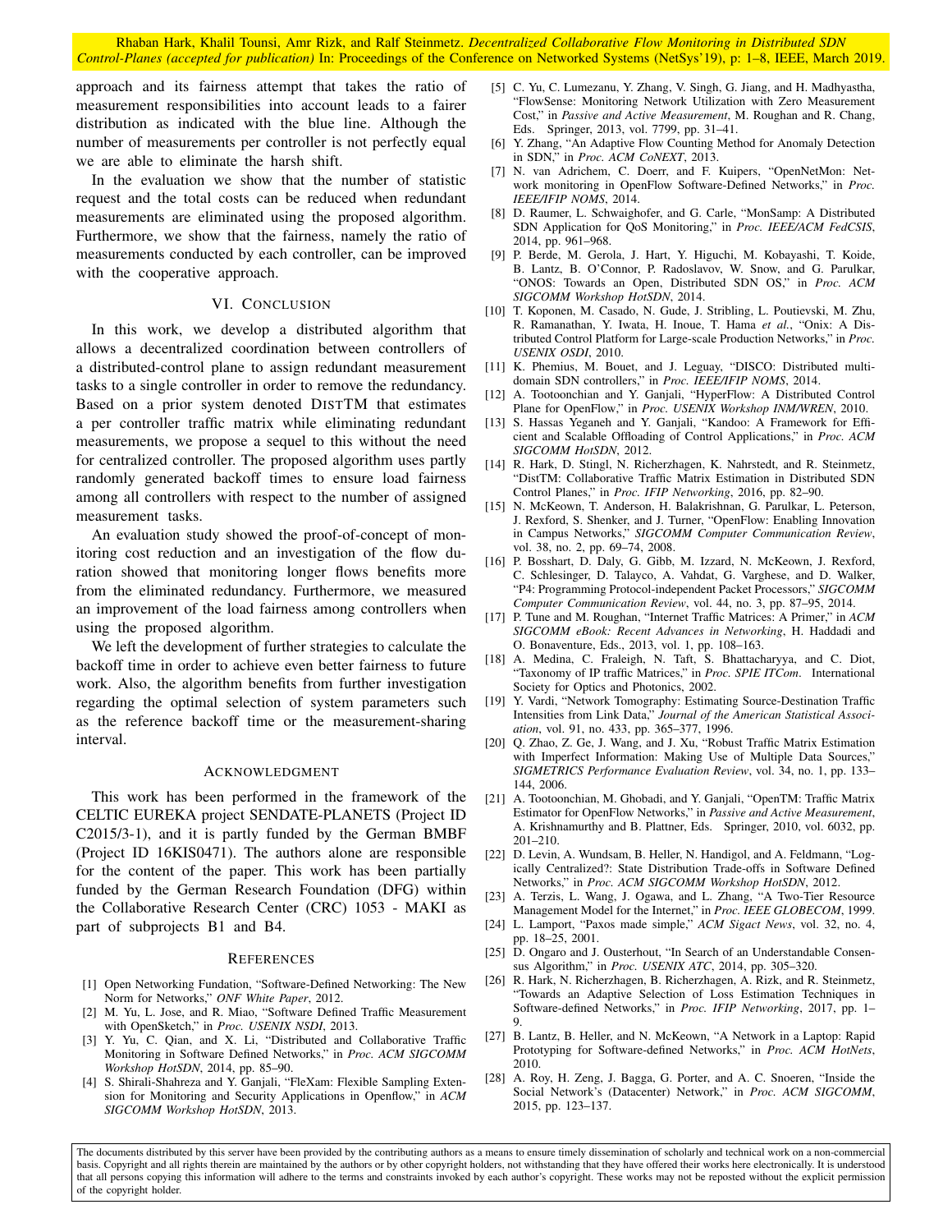approach and its fairness attempt that takes the ratio of measurement responsibilities into account leads to a fairer distribution as indicated with the blue line. Although the number of measurements per controller is not perfectly equal we are able to eliminate the harsh shift.

In the evaluation we show that the number of statistic request and the total costs can be reduced when redundant measurements are eliminated using the proposed algorithm. Furthermore, we show that the fairness, namely the ratio of measurements conducted by each controller, can be improved with the cooperative approach.

## VI. Conclusion

In this work, we develop a distributed algorithm that allows a decentralized coordination between controllers of a distributed-control plane to assign redundant measurement tasks to a single controller in order to remove the redundancy. Based on a prior system denoted DistTM that estimates a per controller traffic matrix while eliminating redundant measurements, we propose a sequel to this without the need for centralized controller. The proposed algorithm uses partly randomly generated backoff times to ensure load fairness among all controllers with respect to the number of assigned measurement tasks.

An evaluation study showed the proof-of-concept of monitoring cost reduction and an investigation of the flow duration showed that monitoring longer flows benefits more from the eliminated redundancy. Furthermore, we measured an improvement of the load fairness among controllers when using the proposed algorithm.

We left the development of further strategies to calculate the backoff time in order to achieve even better fairness to future work. Also, the algorithm benefits from further investigation regarding the optimal selection of system parameters such as the reference backoff time or the measurement-sharing interval.

## Acknowledgment

This work has been performed in the framework of the CELTIC EUREKA project SENDATE-PLANETS (Project ID C2015/3-1), and it is partly funded by the German BMBF (Project ID 16KIS0471). The authors alone are responsible for the content of the paper. This work has been partially funded by the German Research Foundation (DFG) within the Collaborative Research Center (CRC) 1053 - MAKI as part of subprojects B1 and B4.

## References

[1] Open Networking Fundation, "Software-Defined Networking: The New Norm for Networks," *ONF White Paper*, 2012.

[2] M. Yu, L. Jose, and R. Miao, "Software Defined Traffic Measurement with OpenSketch," in *Proc. USENIX NSDI*, 2013.

[3] Y. Yu, C. Qian, and X. Li, "Distributed and Collaborative Traffic Monitoring in Software Defined Networks," in *Proc. ACM SIGCOMM Workshop HotSDN*, 2014, pp. 85–90.

[4] S. Shirali-Shahreza and Y. Ganjali, "FleXam: Flexible Sampling Extension for Monitoring and Security Applications in Openflow," in *ACM SIGCOMM Workshop HotSDN*, 2013.

[5] C. Yu, C. Lumezanu, Y. Zhang, V. Singh, G. Jiang, and H. Madhyastha, "FlowSense: Monitoring Network Utilization with Zero Measurement Cost," in *Passive and Active Measurement*, M. Roughan and R. Chang, Eds. Springer, 2013, vol. 7799, pp. 31–41.

[6] Y. Zhang, "An Adaptive Flow Counting Method for Anomaly Detection in SDN," in *Proc. ACM CoNEXT*, 2013.

[7] N. van Adrichem, C. Doerr, and F. Kuipers, "OpenNetMon: Network monitoring in OpenFlow Software-Defined Networks," in *Proc. IEEE/IFIP NOMS*, 2014.

[8] D. Raumer, L. Schwaighofer, and G. Carle, "MonSamp: A Distributed SDN Application for QoS Monitoring," in *Proc. IEEE/ACM FedCSIS*, 2014, pp. 961–968.

[9] P. Berde, M. Gerola, J. Hart, Y. Higuchi, M. Kobayashi, T. Koide, B. Lantz, B. O'Connor, P. Radoslavov, W. Snow, and G. Parulkar, "ONOS: Towards an Open, Distributed SDN OS," in *Proc. ACM SIGCOMM Workshop HotSDN*, 2014.

[10] T. Koponen, M. Casado, N. Gude, J. Stribling, L. Poutievski, M. Zhu, R. Ramanathan, Y. Iwata, H. Inoue, T. Hama *et al.*, "Onix: A Distributed Control Platform for Large-scale Production Networks," in *Proc. USENIX OSDI*, 2010.

[11] K. Phemius, M. Bouet, and J. Leguay, "DISCO: Distributed multi-domain SDN controllers," in *Proc. IEEE/IFIP NOMS*, 2014.

[12] A. Tootoonchian and Y. Ganjali, "HyperFlow: A Distributed Control Plane for OpenFlow," in *Proc. USENIX Workshop INM/WREN*, 2010.

[13] S. Hassas Yeganeh and Y. Ganjali, "Kandoo: A Framework for Efficient and Scalable Offloading of Control Applications," in *Proc. ACM SIGCOMM HotSDN*, 2012.

[14] R. Hark, D. Stingl, N. Richerzhagen, K. Nahrstedt, and R. Steinmetz, "DistTM: Collaborative Traffic Matrix Estimation in Distributed SDN Control Planes," in *Proc. IFIP Networking*, 2016, pp. 82–90.

[15] N. McKeown, T. Anderson, H. Balakrishnan, G. Parulkar, L. Peterson, J. Rexford, S. Shenker, and J. Turner, "OpenFlow: Enabling Innovation in Campus Networks," *SIGCOMM Computer Communication Review*, vol. 38, no. 2, pp. 69–74, 2008.

[16] P. Bosshart, D. Daly, G. Gibb, M. Izzard, N. McKeown, J. Rexford, C. Schlesinger, D. Talayco, A. Vahdat, G. Varghese, and D. Walker, "P4: Programming Protocol-independent Packet Processors," *SIGCOMM Computer Communication Review*, vol. 44, no. 3, pp. 87–95, 2014.

[17] P. Tune and M. Roughan, "Internet Traffic Matrices: A Primer," in *ACM SIGCOMM eBook: Recent Advances in Networking*, H. Haddadi and O. Bonaventure, Eds., 2013, vol. 1, pp. 108–163.

[18] A. Medina, C. Fraleigh, N. Taft, S. Bhattacharyya, and C. Diot, "Taxonomy of IP traffic Matrices," in *Proc. SPIE ITCom*. International Society for Optics and Photonics, 2002.

[19] Y. Vardi, "Network Tomography: Estimating Source-Destination Traffic Intensities from Link Data," *Journal of the American Statistical Association*, vol. 91, no. 433, pp. 365–377, 1996.

[20] Q. Zhao, Z. Ge, J. Wang, and J. Xu, "Robust Traffic Matrix Estimation with Imperfect Information: Making Use of Multiple Data Sources," *SIGMETRICS Performance Evaluation Review*, vol. 34, no. 1, pp. 133–144, 2006.

[21] A. Tootoonchian, M. Ghobadi, and Y. Ganjali, "OpenTM: Traffic Matrix Estimator for OpenFlow Networks," in *Passive and Active Measurement*, A. Krishnamurthy and B. Plattner, Eds. Springer, 2010, vol. 6032, pp. 201–210.

[22] D. Levin, A. Wundsam, B. Heller, N. Handigol, and A. Feldmann, "Logically Centralized?: State Distribution Trade-offs in Software Defined Networks," in *Proc. ACM SIGCOMM Workshop HotSDN*, 2012.

[23] A. Terzis, L. Wang, J. Ogawa, and L. Zhang, "A Two-Tier Resource Management Model for the Internet," in *Proc. IEEE GLOBECOM*, 1999.

[24] L. Lamport, "Paxos made simple," *ACM Sigact News*, vol. 32, no. 4, pp. 18–25, 2001.

[25] D. Ongaro and J. Ousterhout, "In Search of an Understandable Consensus Algorithm," in *Proc. USENIX ATC*, 2014, pp. 305–320.

[26] R. Hark, N. Richerzhagen, B. Richerzhagen, A. Rizk, and R. Steinmetz, "Towards an Adaptive Selection of Loss Estimation Techniques in Software-defined Networks," in *Proc. IFIP Networking*, 2017, pp. 1–9.

[27] B. Lantz, B. Heller, and N. McKeown, "A Network in a Laptop: Rapid Prototyping for Software-defined Networks," in *Proc. ACM HotNets*, 2010.

[28] A. Roy, H. Zeng, J. Bagga, G. Porter, and A. C. Snoeren, "Inside the Social Network's (Datacenter) Network," in *Proc. ACM SIGCOMM*, 2015, pp. 123–137.